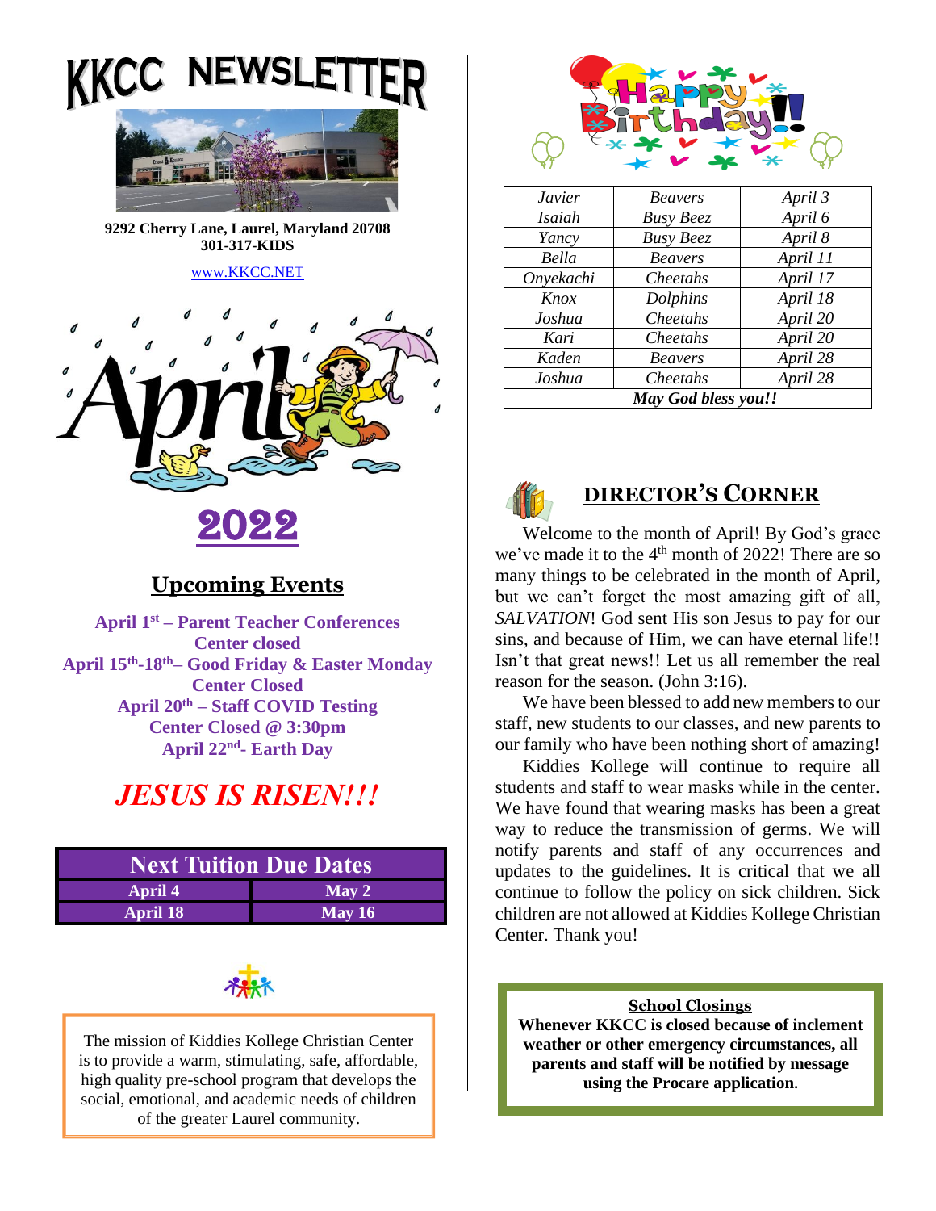# KKCC NEWSLETTER

**9292 Cherry Lane, Laurel, Maryland 20708**
**301-317-KIDS**

www.KKCC.NET

# April 2022

## Upcoming Events

**April 1st – Parent Teacher Conferences**
**Center closed**
**April 15th-18th– Good Friday & Easter Monday**
**Center Closed**
**April 20th – Staff COVID Testing**
**Center Closed @ 3:30pm**
**April 22nd- Earth Day**

***JESUS IS RISEN!!!***

| Next Tuition Due Dates | |
|---|---|
| April 4 | May 2 |
| April 18 | May 16 |

The mission of Kiddies Kollege Christian Center is to provide a warm, stimulating, safe, affordable, high quality pre-school program that develops the social, emotional, and academic needs of children of the greater Laurel community.

## Happy Birthday!!

| | | |
|---|---|---|
| *Javier* | *Beavers* | *April 3* |
| *Isaiah* | *Busy Beez* | *April 6* |
| *Yancy* | *Busy Beez* | *April 8* |
| *Bella* | *Beavers* | *April 11* |
| *Onyekachi* | *Cheetahs* | *April 17* |
| *Knox* | *Dolphins* | *April 18* |
| *Joshua* | *Cheetahs* | *April 20* |
| *Kari* | *Cheetahs* | *April 20* |
| *Kaden* | *Beavers* | *April 28* |
| *Joshua* | *Cheetahs* | *April 28* |
| ***May God bless you!!*** | | |

## DIRECTOR'S CORNER

Welcome to the month of April! By God's grace we've made it to the 4th month of 2022! There are so many things to be celebrated in the month of April, but we can't forget the most amazing gift of all, *SALVATION*! God sent His son Jesus to pay for our sins, and because of Him, we can have eternal life!! Isn't that great news!! Let us all remember the real reason for the season. (John 3:16).

We have been blessed to add new members to our staff, new students to our classes, and new parents to our family who have been nothing short of amazing!

Kiddies Kollege will continue to require all students and staff to wear masks while in the center. We have found that wearing masks has been a great way to reduce the transmission of germs. We will notify parents and staff of any occurrences and updates to the guidelines. It is critical that we all continue to follow the policy on sick children. Sick children are not allowed at Kiddies Kollege Christian Center. Thank you!

**School Closings**
**Whenever KKCC is closed because of inclement weather or other emergency circumstances, all parents and staff will be notified by message using the Procare application.**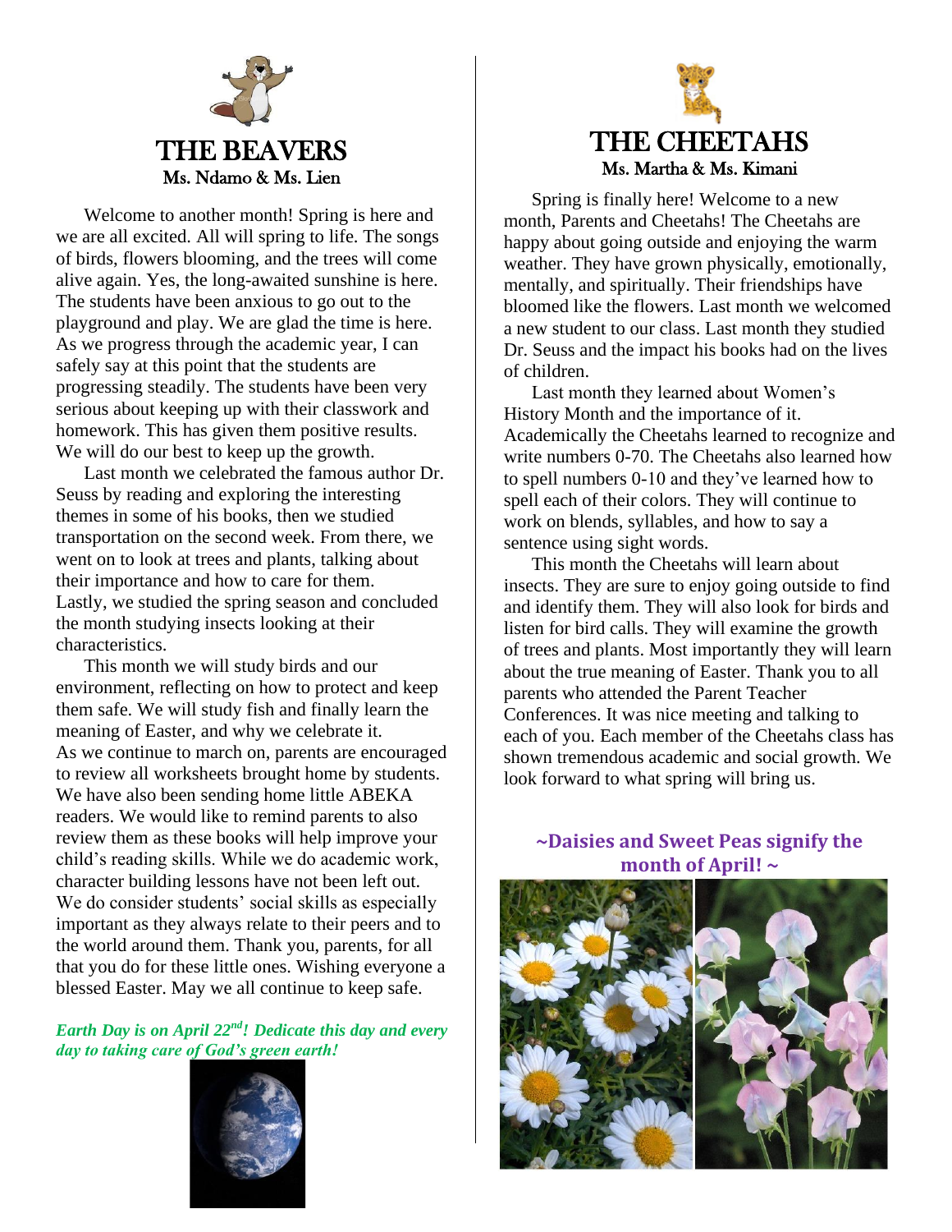# THE BEAVERS

Ms. Ndamo & Ms. Lien

Welcome to another month! Spring is here and we are all excited. All will spring to life. The songs of birds, flowers blooming, and the trees will come alive again. Yes, the long-awaited sunshine is here. The students have been anxious to go out to the playground and play. We are glad the time is here. As we progress through the academic year, I can safely say at this point that the students are progressing steadily. The students have been very serious about keeping up with their classwork and homework. This has given them positive results. We will do our best to keep up the growth.

Last month we celebrated the famous author Dr. Seuss by reading and exploring the interesting themes in some of his books, then we studied transportation on the second week. From there, we went on to look at trees and plants, talking about their importance and how to care for them. Lastly, we studied the spring season and concluded the month studying insects looking at their characteristics.

This month we will study birds and our environment, reflecting on how to protect and keep them safe. We will study fish and finally learn the meaning of Easter, and why we celebrate it. As we continue to march on, parents are encouraged to review all worksheets brought home by students. We have also been sending home little ABEKA readers. We would like to remind parents to also review them as these books will help improve your child's reading skills. While we do academic work, character building lessons have not been left out. We do consider students' social skills as especially important as they always relate to their peers and to the world around them. Thank you, parents, for all that you do for these little ones. Wishing everyone a blessed Easter. May we all continue to keep safe.

***Earth Day is on April 22nd! Dedicate this day and every day to taking care of God's green earth!***

# THE CHEETAHS

Ms. Martha & Ms. Kimani

Spring is finally here! Welcome to a new month, Parents and Cheetahs! The Cheetahs are happy about going outside and enjoying the warm weather. They have grown physically, emotionally, mentally, and spiritually. Their friendships have bloomed like the flowers. Last month we welcomed a new student to our class. Last month they studied Dr. Seuss and the impact his books had on the lives of children.

Last month they learned about Women's History Month and the importance of it. Academically the Cheetahs learned to recognize and write numbers 0-70. The Cheetahs also learned how to spell numbers 0-10 and they've learned how to spell each of their colors. They will continue to work on blends, syllables, and how to say a sentence using sight words.

This month the Cheetahs will learn about insects. They are sure to enjoy going outside to find and identify them. They will also look for birds and listen for bird calls. They will examine the growth of trees and plants. Most importantly they will learn about the true meaning of Easter. Thank you to all parents who attended the Parent Teacher Conferences. It was nice meeting and talking to each of you. Each member of the Cheetahs class has shown tremendous academic and social growth. We look forward to what spring will bring us.

**~Daisies and Sweet Peas signify the month of April! ~**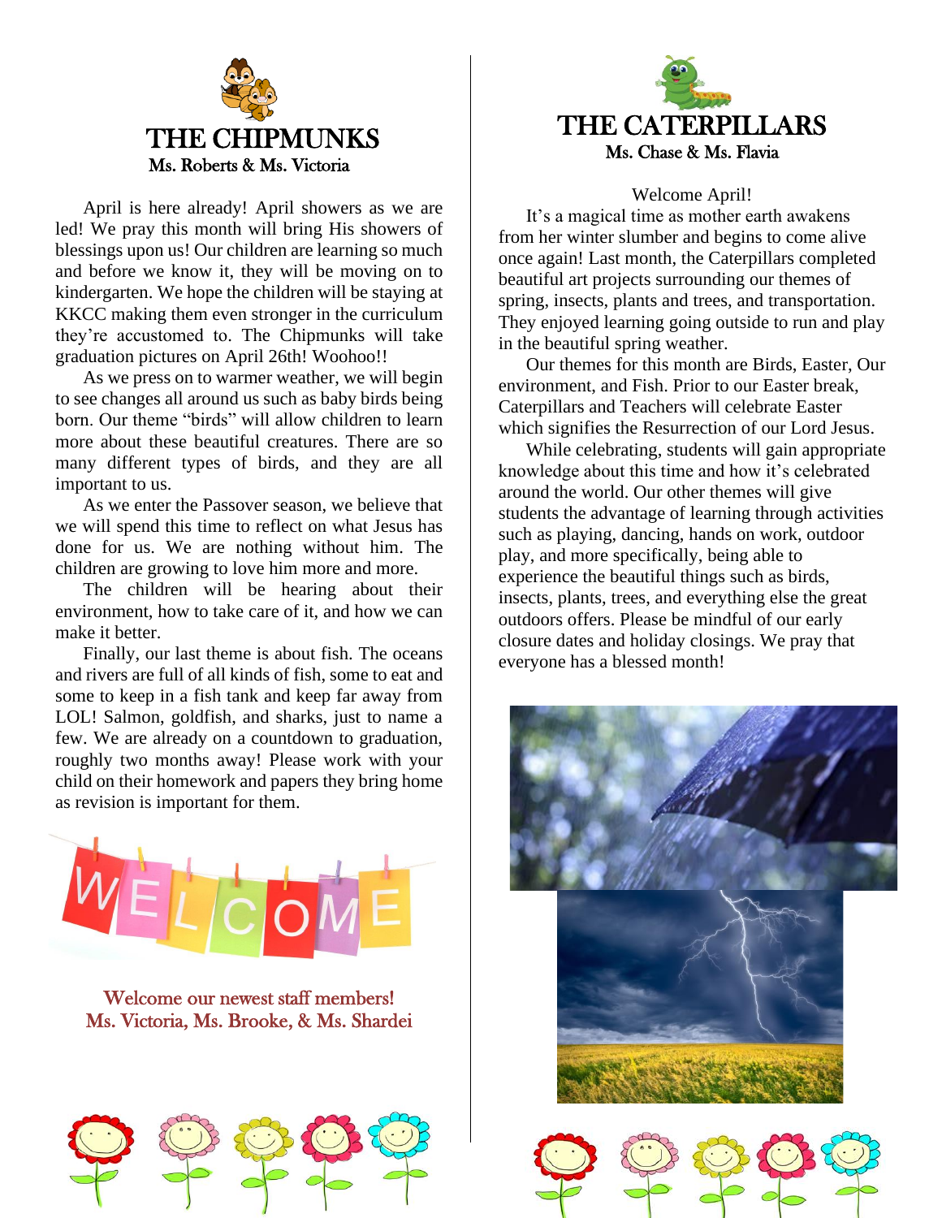# THE CHIPMUNKS

Ms. Roberts & Ms. Victoria

April is here already! April showers as we are led! We pray this month will bring His showers of blessings upon us! Our children are learning so much and before we know it, they will be moving on to kindergarten. We hope the children will be staying at KKCC making them even stronger in the curriculum they're accustomed to. The Chipmunks will take graduation pictures on April 26th! Woohoo!!

As we press on to warmer weather, we will begin to see changes all around us such as baby birds being born. Our theme "birds" will allow children to learn more about these beautiful creatures. There are so many different types of birds, and they are all important to us.

As we enter the Passover season, we believe that we will spend this time to reflect on what Jesus has done for us. We are nothing without him. The children are growing to love him more and more.

The children will be hearing about their environment, how to take care of it, and how we can make it better.

Finally, our last theme is about fish. The oceans and rivers are full of all kinds of fish, some to eat and some to keep in a fish tank and keep far away from LOL! Salmon, goldfish, and sharks, just to name a few. We are already on a countdown to graduation, roughly two months away! Please work with your child on their homework and papers they bring home as revision is important for them.

WELCOME

Welcome our newest staff members!
Ms. Victoria, Ms. Brooke, & Ms. Shardei

# THE CATERPILLARS

Ms. Chase & Ms. Flavia

Welcome April!

It's a magical time as mother earth awakens from her winter slumber and begins to come alive once again! Last month, the Caterpillars completed beautiful art projects surrounding our themes of spring, insects, plants and trees, and transportation. They enjoyed learning going outside to run and play in the beautiful spring weather.

Our themes for this month are Birds, Easter, Our environment, and Fish. Prior to our Easter break, Caterpillars and Teachers will celebrate Easter which signifies the Resurrection of our Lord Jesus.

While celebrating, students will gain appropriate knowledge about this time and how it's celebrated around the world. Our other themes will give students the advantage of learning through activities such as playing, dancing, hands on work, outdoor play, and more specifically, being able to experience the beautiful things such as birds, insects, plants, trees, and everything else the great outdoors offers. Please be mindful of our early closure dates and holiday closings. We pray that everyone has a blessed month!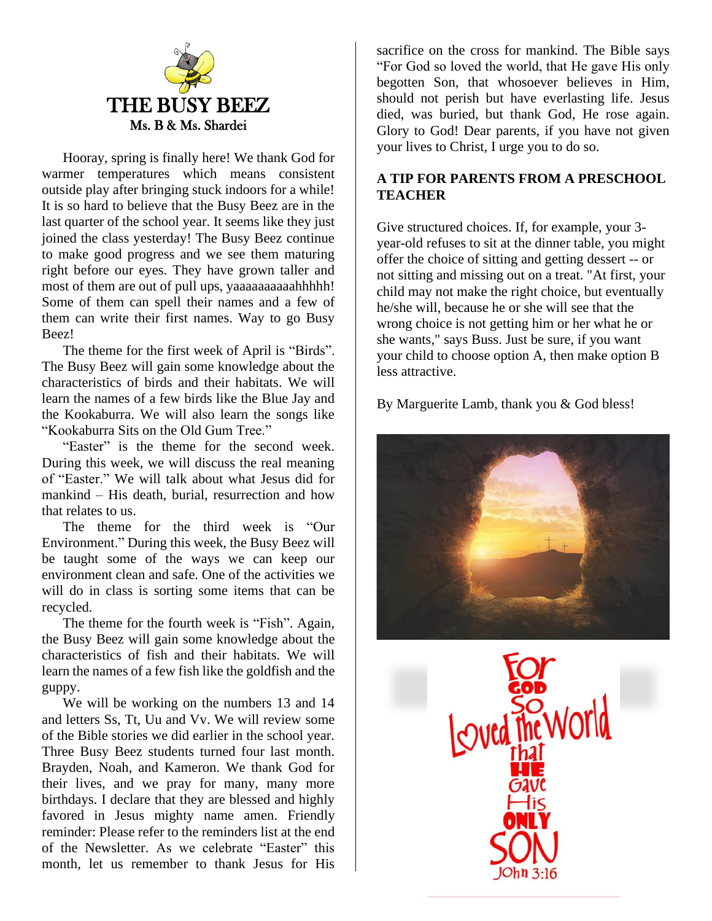# THE BUSY BEEZ

**Ms. B & Ms. Shardei**

Hooray, spring is finally here! We thank God for warmer temperatures which means consistent outside play after bringing stuck indoors for a while! It is so hard to believe that the Busy Beez are in the last quarter of the school year. It seems like they just joined the class yesterday! The Busy Beez continue to make good progress and we see them maturing right before our eyes. They have grown taller and most of them are out of pull ups, yaaaaaaaaaahhhhh! Some of them can spell their names and a few of them can write their first names. Way to go Busy Beez!

The theme for the first week of April is "Birds". The Busy Beez will gain some knowledge about the characteristics of birds and their habitats. We will learn the names of a few birds like the Blue Jay and the Kookaburra. We will also learn the songs like "Kookaburra Sits on the Old Gum Tree."

"Easter" is the theme for the second week. During this week, we will discuss the real meaning of "Easter." We will talk about what Jesus did for mankind – His death, burial, resurrection and how that relates to us.

The theme for the third week is "Our Environment." During this week, the Busy Beez will be taught some of the ways we can keep our environment clean and safe. One of the activities we will do in class is sorting some items that can be recycled.

The theme for the fourth week is "Fish". Again, the Busy Beez will gain some knowledge about the characteristics of fish and their habitats. We will learn the names of a few fish like the goldfish and the guppy.

We will be working on the numbers 13 and 14 and letters Ss, Tt, Uu and Vv. We will review some of the Bible stories we did earlier in the school year. Three Busy Beez students turned four last month. Brayden, Noah, and Kameron. We thank God for their lives, and we pray for many, many more birthdays. I declare that they are blessed and highly favored in Jesus mighty name amen. Friendly reminder: Please refer to the reminders list at the end of the Newsletter. As we celebrate "Easter" this month, let us remember to thank Jesus for His sacrifice on the cross for mankind. The Bible says "For God so loved the world, that He gave His only begotten Son, that whosoever believes in Him, should not perish but have everlasting life. Jesus died, was buried, but thank God, He rose again. Glory to God! Dear parents, if you have not given your lives to Christ, I urge you to do so.

**A TIP FOR PARENTS FROM A PRESCHOOL TEACHER**

Give structured choices. If, for example, your 3-year-old refuses to sit at the dinner table, you might offer the choice of sitting and getting dessert -- or not sitting and missing out on a treat. "At first, your child may not make the right choice, but eventually he/she will, because he or she will see that the wrong choice is not getting him or her what he or she wants," says Buss. Just be sure, if you want your child to choose option A, then make option B less attractive.

By Marguerite Lamb, thank you & God bless!

For GOD So Loved the World that HE Gave His ONLY SON

John 3:16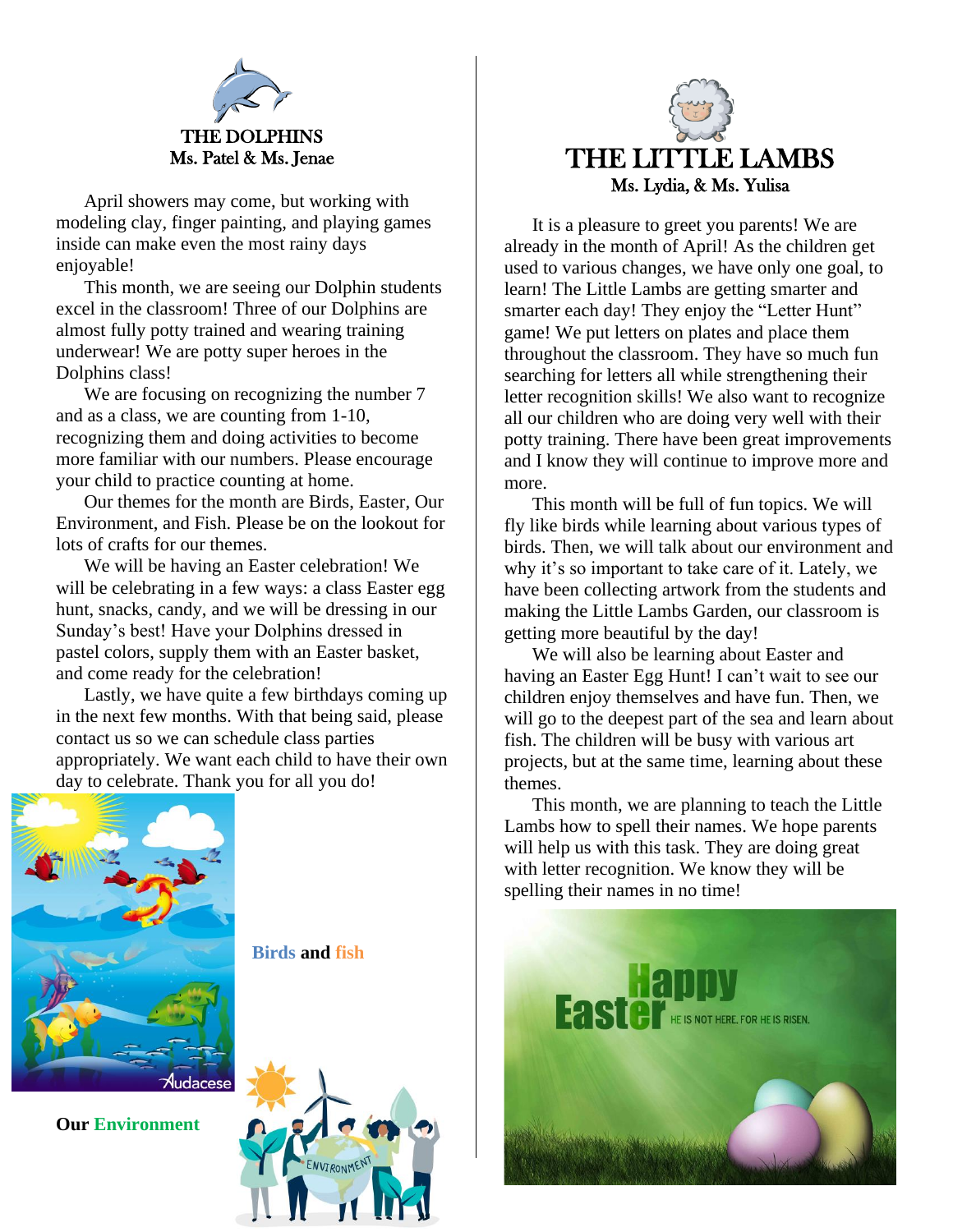## THE DOLPHINS
Ms. Patel & Ms. Jenae

April showers may come, but working with modeling clay, finger painting, and playing games inside can make even the most rainy days enjoyable!

This month, we are seeing our Dolphin students excel in the classroom! Three of our Dolphins are almost fully potty trained and wearing training underwear! We are potty super heroes in the Dolphins class!

We are focusing on recognizing the number 7 and as a class, we are counting from 1-10, recognizing them and doing activities to become more familiar with our numbers. Please encourage your child to practice counting at home.

Our themes for the month are Birds, Easter, Our Environment, and Fish. Please be on the lookout for lots of crafts for our themes.

We will be having an Easter celebration! We will be celebrating in a few ways: a class Easter egg hunt, snacks, candy, and we will be dressing in our Sunday's best! Have your Dolphins dressed in pastel colors, supply them with an Easter basket, and come ready for the celebration!

Lastly, we have quite a few birthdays coming up in the next few months. With that being said, please contact us so we can schedule class parties appropriately. We want each child to have their own day to celebrate. Thank you for all you do!

**Birds and fish**

**Our Environment**

## THE LITTLE LAMBS
Ms. Lydia, & Ms. Yulisa

It is a pleasure to greet you parents! We are already in the month of April! As the children get used to various changes, we have only one goal, to learn! The Little Lambs are getting smarter and smarter each day! They enjoy the "Letter Hunt" game! We put letters on plates and place them throughout the classroom. They have so much fun searching for letters all while strengthening their letter recognition skills! We also want to recognize all our children who are doing very well with their potty training. There have been great improvements and I know they will continue to improve more and more.

This month will be full of fun topics. We will fly like birds while learning about various types of birds. Then, we will talk about our environment and why it's so important to take care of it. Lately, we have been collecting artwork from the students and making the Little Lambs Garden, our classroom is getting more beautiful by the day!

We will also be learning about Easter and having an Easter Egg Hunt! I can't wait to see our children enjoy themselves and have fun. Then, we will go to the deepest part of the sea and learn about fish. The children will be busy with various art projects, but at the same time, learning about these themes.

This month, we are planning to teach the Little Lambs how to spell their names. We hope parents will help us with this task. They are doing great with letter recognition. We know they will be spelling their names in no time!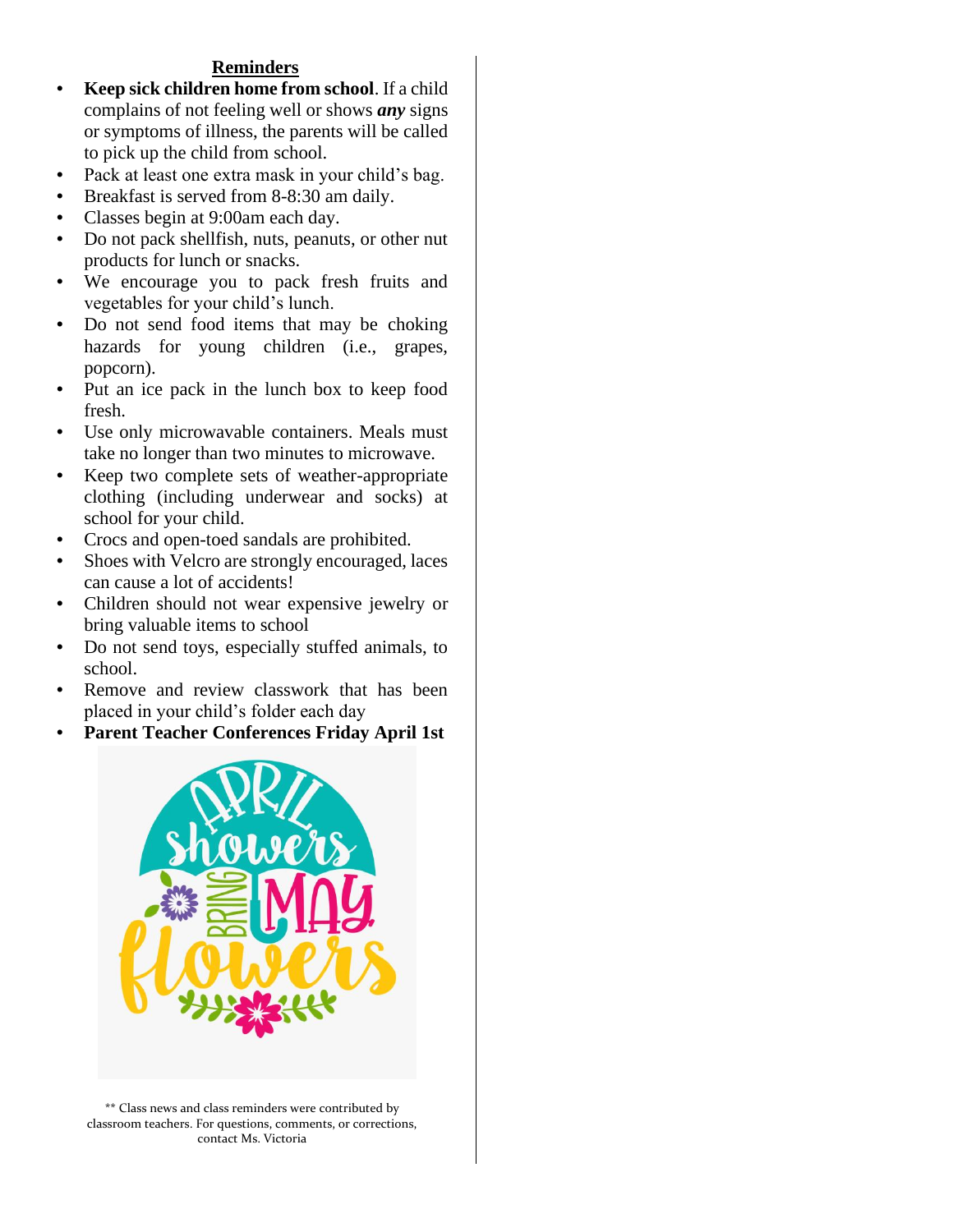## Reminders

- **Keep sick children home from school**. If a child complains of not feeling well or shows ***any*** signs or symptoms of illness, the parents will be called to pick up the child from school.
- Pack at least one extra mask in your child's bag.
- Breakfast is served from 8-8:30 am daily.
- Classes begin at 9:00am each day.
- Do not pack shellfish, nuts, peanuts, or other nut products for lunch or snacks.
- We encourage you to pack fresh fruits and vegetables for your child's lunch.
- Do not send food items that may be choking hazards for young children (i.e., grapes, popcorn).
- Put an ice pack in the lunch box to keep food fresh.
- Use only microwavable containers. Meals must take no longer than two minutes to microwave.
- Keep two complete sets of weather-appropriate clothing (including underwear and socks) at school for your child.
- Crocs and open-toed sandals are prohibited.
- Shoes with Velcro are strongly encouraged, laces can cause a lot of accidents!
- Children should not wear expensive jewelry or bring valuable items to school
- Do not send toys, especially stuffed animals, to school.
- Remove and review classwork that has been placed in your child's folder each day
- **Parent Teacher Conferences Friday April 1st**

APRIL showers BRING MAY flowers

** Class news and class reminders were contributed by classroom teachers. For questions, comments, or corrections, contact Ms. Victoria